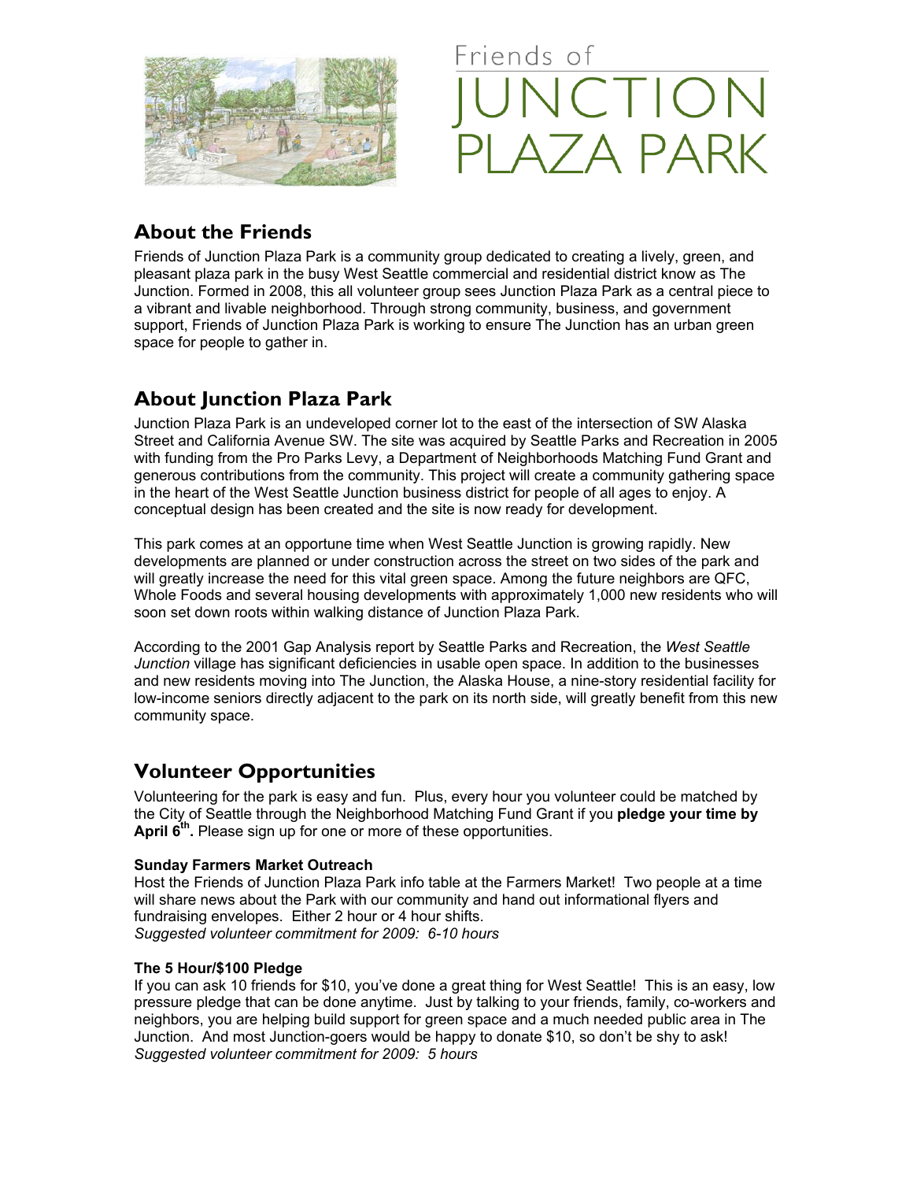# Friends of JUNCTION PLAZA PARK

## About the Friends

Friends of Junction Plaza Park is a community group dedicated to creating a lively, green, and pleasant plaza park in the busy West Seattle commercial and residential district know as The Junction. Formed in 2008, this all volunteer group sees Junction Plaza Park as a central piece to a vibrant and livable neighborhood. Through strong community, business, and government support, Friends of Junction Plaza Park is working to ensure The Junction has an urban green space for people to gather in.

## About Junction Plaza Park

Junction Plaza Park is an undeveloped corner lot to the east of the intersection of SW Alaska Street and California Avenue SW. The site was acquired by Seattle Parks and Recreation in 2005 with funding from the Pro Parks Levy, a Department of Neighborhoods Matching Fund Grant and generous contributions from the community. This project will create a community gathering space in the heart of the West Seattle Junction business district for people of all ages to enjoy. A conceptual design has been created and the site is now ready for development.

This park comes at an opportune time when West Seattle Junction is growing rapidly. New developments are planned or under construction across the street on two sides of the park and will greatly increase the need for this vital green space. Among the future neighbors are QFC, Whole Foods and several housing developments with approximately 1,000 new residents who will soon set down roots within walking distance of Junction Plaza Park.

According to the 2001 Gap Analysis report by Seattle Parks and Recreation, the *West Seattle Junction* village has significant deficiencies in usable open space. In addition to the businesses and new residents moving into The Junction, the Alaska House, a nine-story residential facility for low-income seniors directly adjacent to the park on its north side, will greatly benefit from this new community space.

## Volunteer Opportunities

Volunteering for the park is easy and fun. Plus, every hour you volunteer could be matched by the City of Seattle through the Neighborhood Matching Fund Grant if you **pledge your time by April 6th.** Please sign up for one or more of these opportunities.

**Sunday Farmers Market Outreach**
Host the Friends of Junction Plaza Park info table at the Farmers Market! Two people at a time will share news about the Park with our community and hand out informational flyers and fundraising envelopes. Either 2 hour or 4 hour shifts.
*Suggested volunteer commitment for 2009: 6-10 hours*

**The 5 Hour/$100 Pledge**
If you can ask 10 friends for $10, you've done a great thing for West Seattle! This is an easy, low pressure pledge that can be done anytime. Just by talking to your friends, family, co-workers and neighbors, you are helping build support for green space and a much needed public area in The Junction. And most Junction-goers would be happy to donate $10, so don't be shy to ask!
*Suggested volunteer commitment for 2009: 5 hours*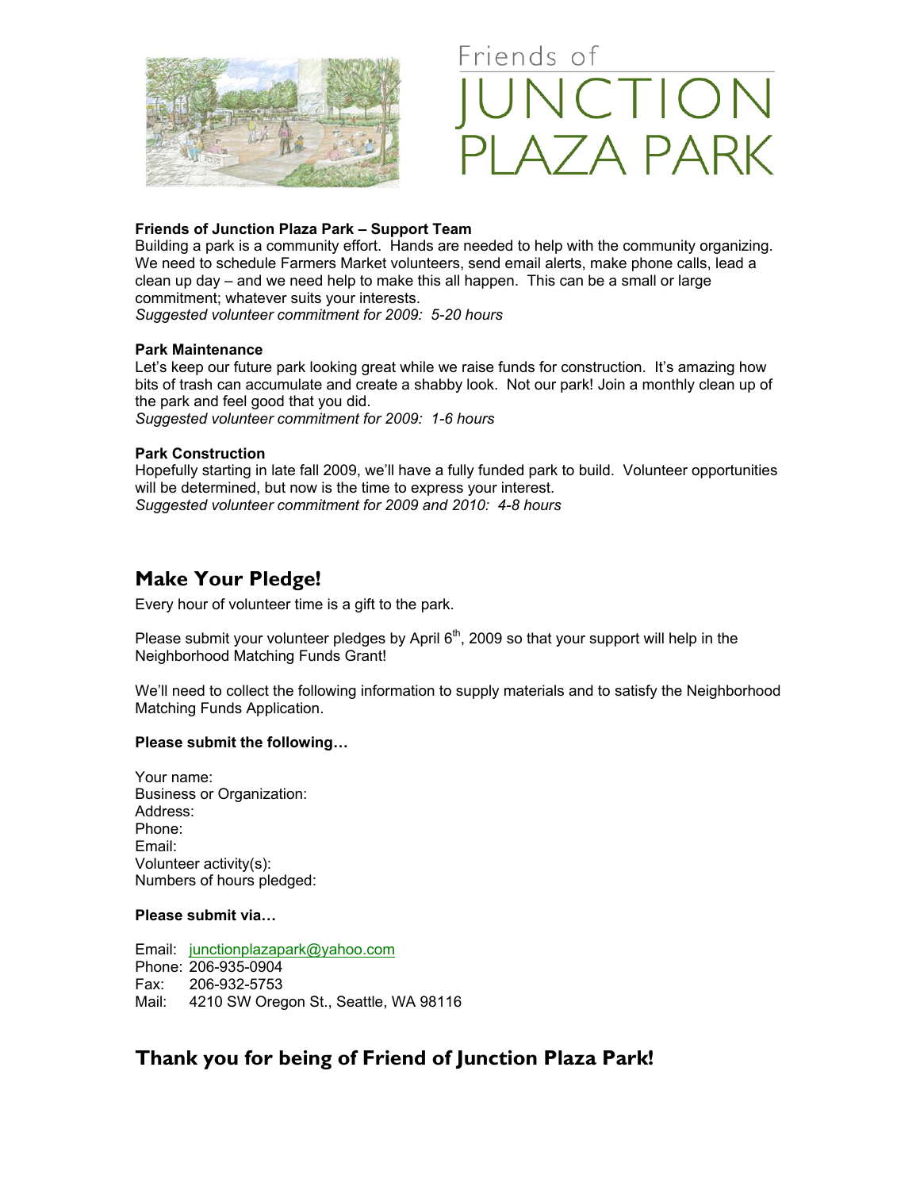# Friends of JUNCTION PLAZA PARK

**Friends of Junction Plaza Park – Support Team**

Building a park is a community effort. Hands are needed to help with the community organizing. We need to schedule Farmers Market volunteers, send email alerts, make phone calls, lead a clean up day – and we need help to make this all happen. This can be a small or large commitment; whatever suits your interests.

*Suggested volunteer commitment for 2009: 5-20 hours*

**Park Maintenance**

Let's keep our future park looking great while we raise funds for construction. It's amazing how bits of trash can accumulate and create a shabby look. Not our park! Join a monthly clean up of the park and feel good that you did.

*Suggested volunteer commitment for 2009: 1-6 hours*

**Park Construction**

Hopefully starting in late fall 2009, we'll have a fully funded park to build. Volunteer opportunities will be determined, but now is the time to express your interest.

*Suggested volunteer commitment for 2009 and 2010: 4-8 hours*

## Make Your Pledge!

Every hour of volunteer time is a gift to the park.

Please submit your volunteer pledges by April 6th, 2009 so that your support will help in the Neighborhood Matching Funds Grant!

We'll need to collect the following information to supply materials and to satisfy the Neighborhood Matching Funds Application.

**Please submit the following…**

Your name:
Business or Organization:
Address:
Phone:
Email:
Volunteer activity(s):
Numbers of hours pledged:

**Please submit via…**

Email: junctionplazapark@yahoo.com
Phone: 206-935-0904
Fax: 206-932-5753
Mail: 4210 SW Oregon St., Seattle, WA 98116

## Thank you for being of Friend of Junction Plaza Park!